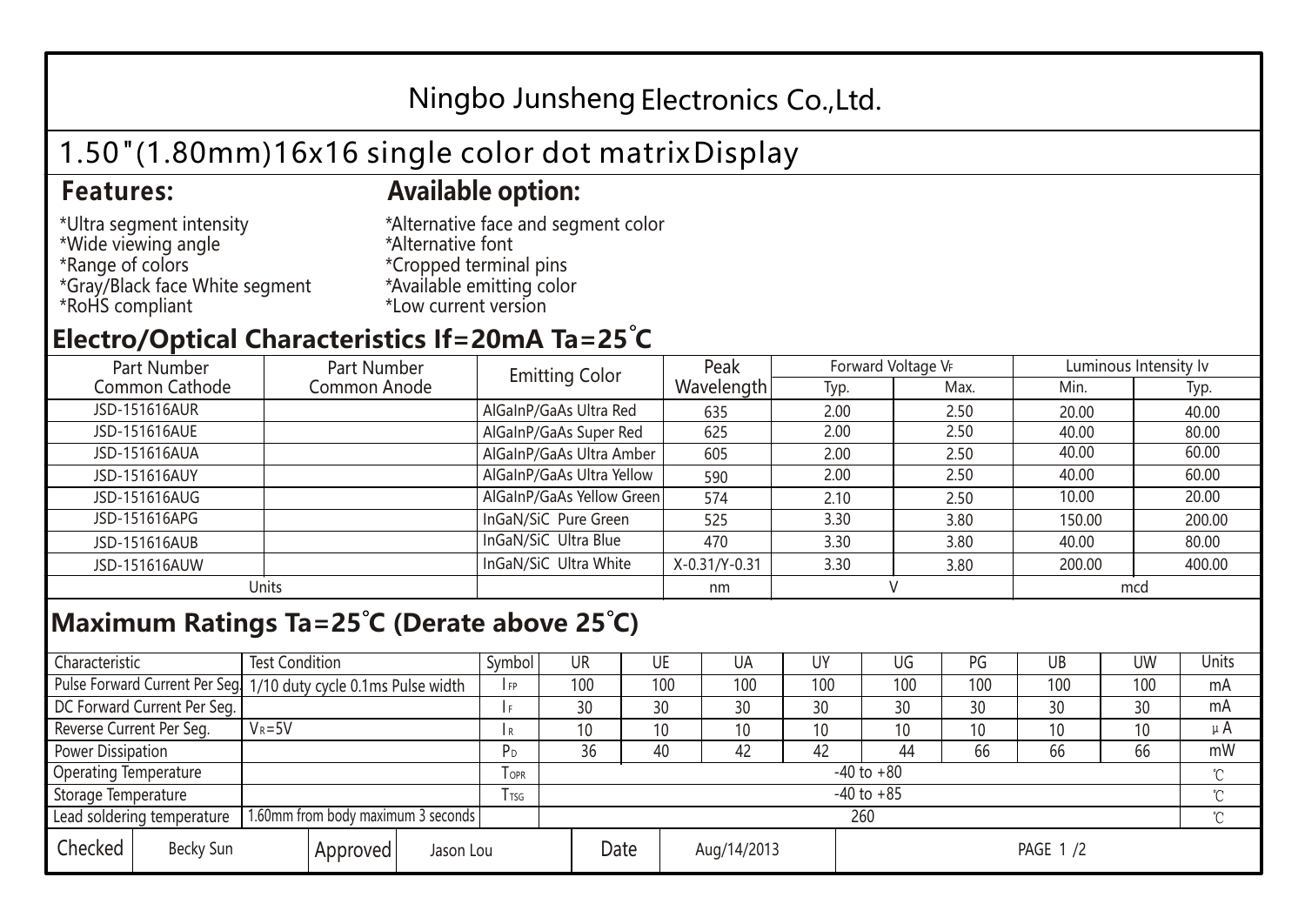# Ningbo Junsheng Electronics Co.,Ltd.

## 1.50"(1.80mm)16x16 single color dot matrix Display

### Features:

*Ultra segment intensity
*Wide viewing angle
*Range of colors
*Gray/Black face White segment
*RoHS compliant

### Available option:

*Alternative face and segment color
*Alternative font
*Cropped terminal pins
*Available emitting color
*Low current version

## Electro/Optical Characteristics If=20mA Ta=25°C

| Part Number Common Cathode | Part Number Common Anode | Emitting Color | Peak Wavelength | Forward Voltage $V_F$ | | Luminous Intensity Iv | |
|---|---|---|---|---|---|---|---|
| | | | | Typ. | Max. | Min. | Typ. |
| JSD-151616AUR | | AlGaInP/GaAs Ultra Red | 635 | 2.00 | 2.50 | 20.00 | 40.00 |
| JSD-151616AUE | | AlGaInP/GaAs Super Red | 625 | 2.00 | 2.50 | 40.00 | 80.00 |
| JSD-151616AUA | | AlGaInP/GaAs Ultra Amber | 605 | 2.00 | 2.50 | 40.00 | 60.00 |
| JSD-151616AUY | | AlGaInP/GaAs Ultra Yellow | 590 | 2.00 | 2.50 | 40.00 | 60.00 |
| JSD-151616AUG | | AlGaInP/GaAs Yellow Green | 574 | 2.10 | 2.50 | 10.00 | 20.00 |
| JSD-151616APG | | InGaN/SiC Pure Green | 525 | 3.30 | 3.80 | 150.00 | 200.00 |
| JSD-151616AUB | | InGaN/SiC Ultra Blue | 470 | 3.30 | 3.80 | 40.00 | 80.00 |
| JSD-151616AUW | | InGaN/SiC Ultra White | X-0.31/Y-0.31 | 3.30 | 3.80 | 200.00 | 400.00 |
| Units | | | nm | V | | mcd | |

## Maximum Ratings Ta=25°C (Derate above 25°C)

| Characteristic | Test Condition | Symbol | UR | UE | UA | UY | UG | PG | UB | UW | Units |
|---|---|---|---|---|---|---|---|---|---|---|---|
| Pulse Forward Current Per Seg. | 1/10 duty cycle 0.1ms Pulse width | $I_{FP}$ | 100 | 100 | 100 | 100 | 100 | 100 | 100 | 100 | mA |
| DC Forward Current Per Seg. | | $I_F$ | 30 | 30 | 30 | 30 | 30 | 30 | 30 | 30 | mA |
| Reverse Current Per Seg. | $V_R$=5V | $I_R$ | 10 | 10 | 10 | 10 | 10 | 10 | 10 | 10 | μA |
| Power Dissipation | | $P_D$ | 36 | 40 | 42 | 42 | 44 | 66 | 66 | 66 | mW |
| Operating Temperature | | $T_{OPR}$ | -40 to +80 | | | | | | | | ℃ |
| Storage Temperature | | $T_{TSG}$ | -40 to +85 | | | | | | | | ℃ |
| Lead soldering temperature | 1.60mm from body maximum 3 seconds | | 260 | | | | | | | | ℃ |

| Checked | Becky Sun | Approved | Jason Lou | Date | Aug/14/2013 |
|---|---|---|---|---|---|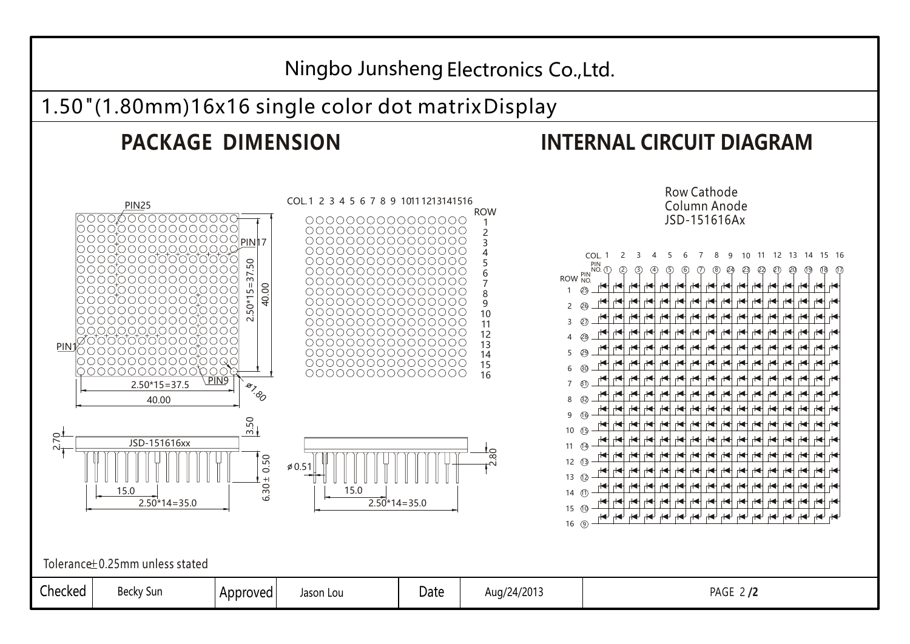# Ningbo Junsheng Electronics Co.,Ltd.

## 1.50"(1.80mm)16x16 single color dot matrix Display

### PACKAGE DIMENSION

PIN25

PIN17

PIN1

PIN9

2.50*15=37.50

40.00

2.50*15=37.5

40.00

ø1.80

COL.1 2 3 4 5 6 7 8 9 10 11 12 13 14 15 16

ROW 1 2 3 4 5 6 7 8 9 10 11 12 13 14 15 16

2.70

JSD-151616xx

3.50

6.30 ± 0.50

15.0

2.50*14=35.0

ø0.51

2.80

15.0

2.50*14=35.0

### INTERNAL CIRCUIT DIAGRAM

Row Cathode
Column Anode
JSD-151616Ax

COL. 1 2 3 4 5 6 7 8 9 10 11 12 13 14 15 16

PIN NO. ① ② ③ ④ ⑤ ⑥ ⑦ ⑧ ㉔ ㉓ ㉒ ㉑ ⑳ ⑲ ⑱ ⑰

ROW / PIN NO.:
1 ㉕
2 ㉖
3 ㉗
4 ㉘
5 ㉙
6 ㉚
7 ㉛
8 ㉜
9 ⑯
10 ⑮
11 ⑭
12 ⑬
13 ⑫
14 ⑪
15 ⑩
16 ⑨

Tolerance ± 0.25mm unless stated

| Checked | Becky Sun | Approved | Jason Lou | Date | Aug/24/2013 | PAGE 2 /2 |
|---|---|---|---|---|---|---|